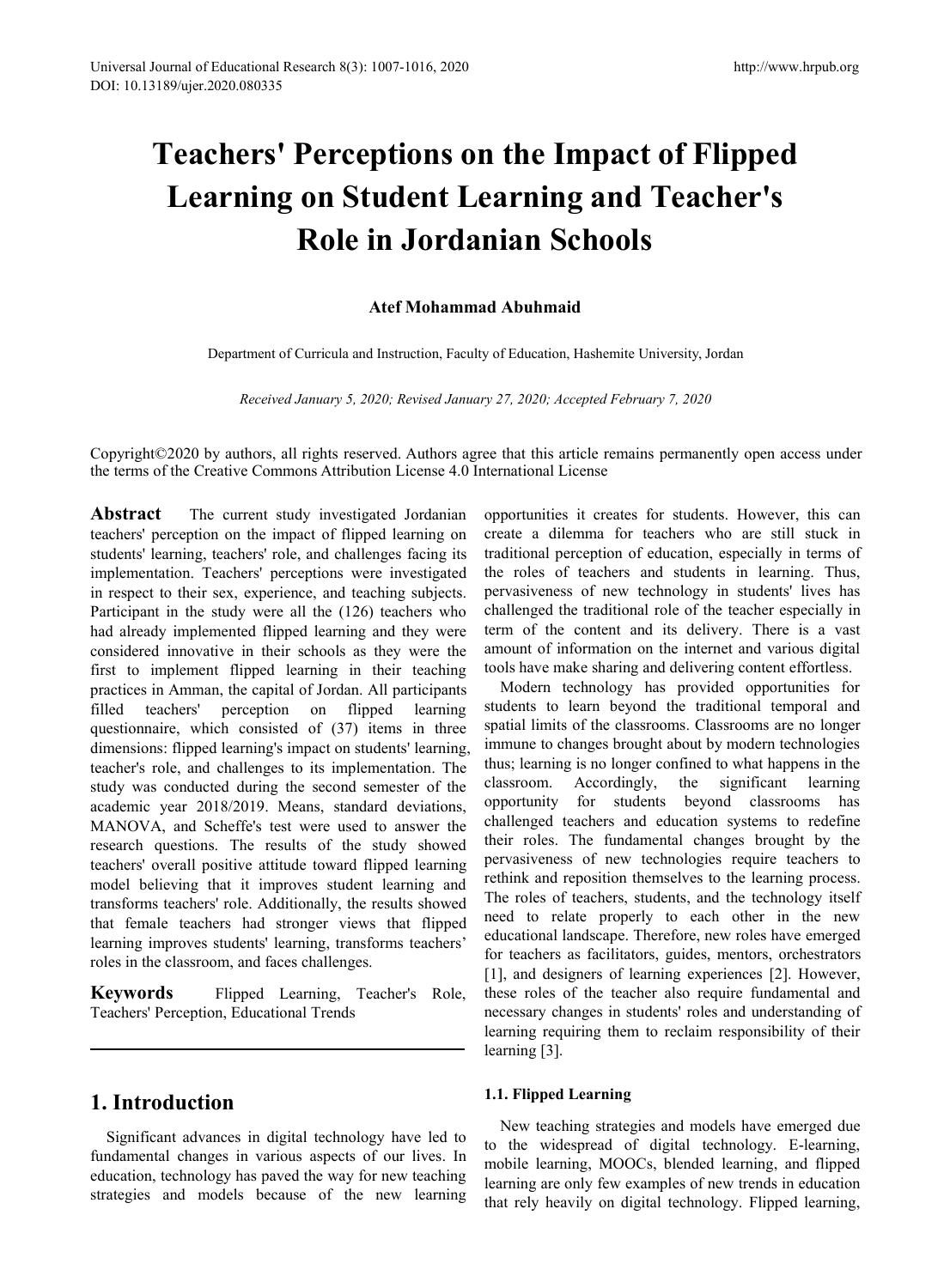# Teachers' Perceptions on the Impact of Flipped Learning on Student Learning and Teacher's Role in Jordanian Schools

**Atef Mohammad Abuhmaid**

Department of Curricula and Instruction, Faculty of Education, Hashemite University, Jordan

*Received January 5, 2020; Revised January 27, 2020; Accepted February 7, 2020*

Copyright©2020 by authors, all rights reserved. Authors agree that this article remains permanently open access under the terms of the Creative Commons Attribution License 4.0 International License

**Abstract** The current study investigated Jordanian teachers' perception on the impact of flipped learning on students' learning, teachers' role, and challenges facing its implementation. Teachers' perceptions were investigated in respect to their sex, experience, and teaching subjects. Participant in the study were all the (126) teachers who had already implemented flipped learning and they were considered innovative in their schools as they were the first to implement flipped learning in their teaching practices in Amman, the capital of Jordan. All participants filled teachers' perception on flipped learning questionnaire, which consisted of (37) items in three dimensions: flipped learning's impact on students' learning, teacher's role, and challenges to its implementation. The study was conducted during the second semester of the academic year 2018/2019. Means, standard deviations, MANOVA, and Scheffe's test were used to answer the research questions. The results of the study showed teachers' overall positive attitude toward flipped learning model believing that it improves student learning and transforms teachers' role. Additionally, the results showed that female teachers had stronger views that flipped learning improves students' learning, transforms teachers' roles in the classroom, and faces challenges.

**Keywords** Flipped Learning, Teacher's Role, Teachers' Perception, Educational Trends

## 1. Introduction

Significant advances in digital technology have led to fundamental changes in various aspects of our lives. In education, technology has paved the way for new teaching strategies and models because of the new learning opportunities it creates for students. However, this can create a dilemma for teachers who are still stuck in traditional perception of education, especially in terms of the roles of teachers and students in learning. Thus, pervasiveness of new technology in students' lives has challenged the traditional role of the teacher especially in term of the content and its delivery. There is a vast amount of information on the internet and various digital tools have make sharing and delivering content effortless.

Modern technology has provided opportunities for students to learn beyond the traditional temporal and spatial limits of the classrooms. Classrooms are no longer immune to changes brought about by modern technologies thus; learning is no longer confined to what happens in the classroom. Accordingly, the significant learning opportunity for students beyond classrooms has challenged teachers and education systems to redefine their roles. The fundamental changes brought by the pervasiveness of new technologies require teachers to rethink and reposition themselves to the learning process. The roles of teachers, students, and the technology itself need to relate properly to each other in the new educational landscape. Therefore, new roles have emerged for teachers as facilitators, guides, mentors, orchestrators [1], and designers of learning experiences [2]. However, these roles of the teacher also require fundamental and necessary changes in students' roles and understanding of learning requiring them to reclaim responsibility of their learning [3].

### 1.1. Flipped Learning

New teaching strategies and models have emerged due to the widespread of digital technology. E-learning, mobile learning, MOOCs, blended learning, and flipped learning are only few examples of new trends in education that rely heavily on digital technology. Flipped learning,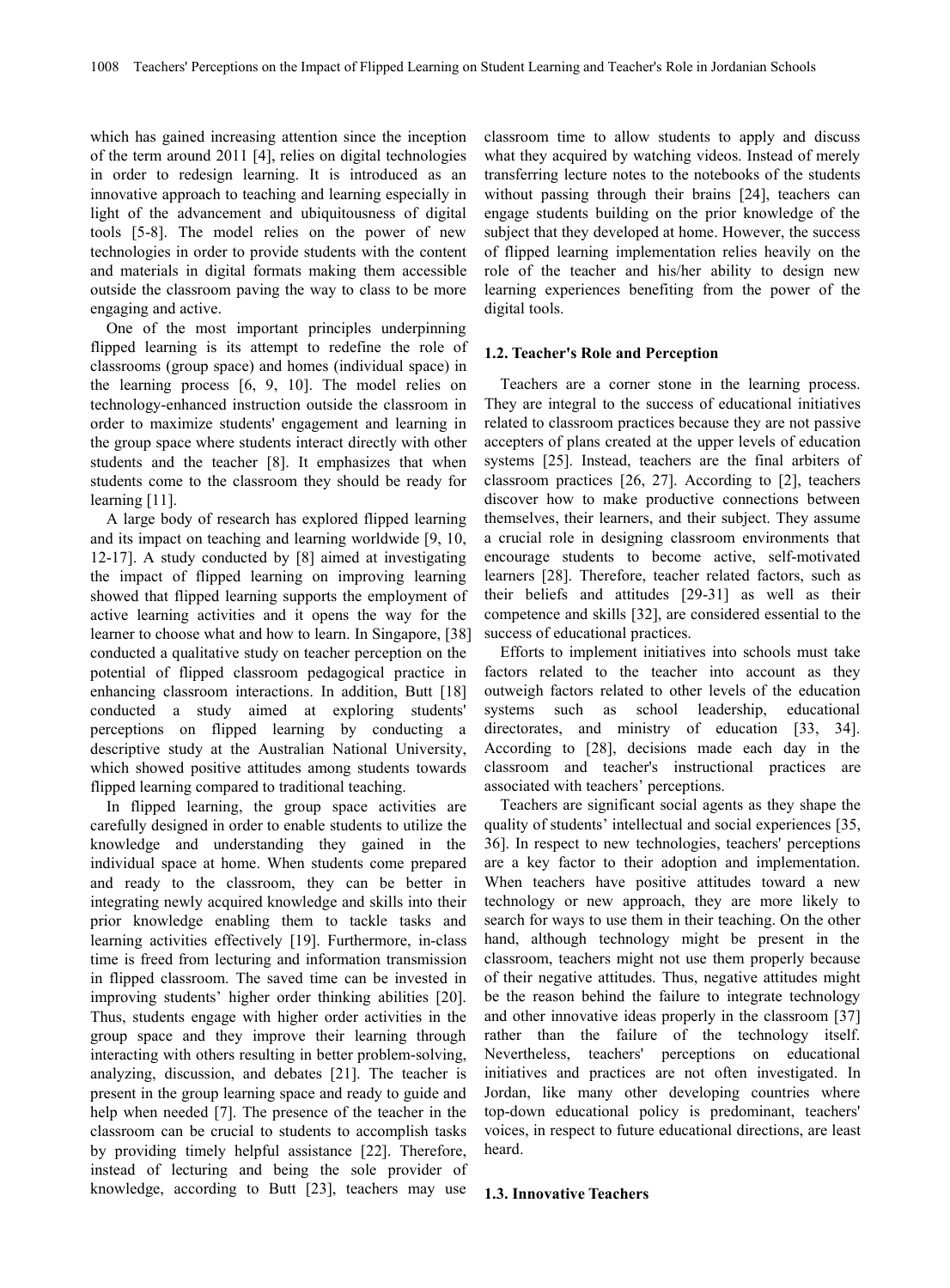which has gained increasing attention since the inception of the term around 2011 [4], relies on digital technologies in order to redesign learning. It is introduced as an innovative approach to teaching and learning especially in light of the advancement and ubiquitousness of digital tools [5-8]. The model relies on the power of new technologies in order to provide students with the content and materials in digital formats making them accessible outside the classroom paving the way to class to be more engaging and active.

One of the most important principles underpinning flipped learning is its attempt to redefine the role of classrooms (group space) and homes (individual space) in the learning process [6, 9, 10]. The model relies on technology-enhanced instruction outside the classroom in order to maximize students' engagement and learning in the group space where students interact directly with other students and the teacher [8]. It emphasizes that when students come to the classroom they should be ready for learning [11].

A large body of research has explored flipped learning and its impact on teaching and learning worldwide [9, 10, 12-17]. A study conducted by [8] aimed at investigating the impact of flipped learning on improving learning showed that flipped learning supports the employment of active learning activities and it opens the way for the learner to choose what and how to learn. In Singapore, [38] conducted a qualitative study on teacher perception on the potential of flipped classroom pedagogical practice in enhancing classroom interactions. In addition, Butt [18] conducted a study aimed at exploring students' perceptions on flipped learning by conducting a descriptive study at the Australian National University, which showed positive attitudes among students towards flipped learning compared to traditional teaching.

In flipped learning, the group space activities are carefully designed in order to enable students to utilize the knowledge and understanding they gained in the individual space at home. When students come prepared and ready to the classroom, they can be better in integrating newly acquired knowledge and skills into their prior knowledge enabling them to tackle tasks and learning activities effectively [19]. Furthermore, in-class time is freed from lecturing and information transmission in flipped classroom. The saved time can be invested in improving students' higher order thinking abilities [20]. Thus, students engage with higher order activities in the group space and they improve their learning through interacting with others resulting in better problem-solving, analyzing, discussion, and debates [21]. The teacher is present in the group learning space and ready to guide and help when needed [7]. The presence of the teacher in the classroom can be crucial to students to accomplish tasks by providing timely helpful assistance [22]. Therefore, instead of lecturing and being the sole provider of knowledge, according to Butt [23], teachers may use classroom time to allow students to apply and discuss what they acquired by watching videos. Instead of merely transferring lecture notes to the notebooks of the students without passing through their brains [24], teachers can engage students building on the prior knowledge of the subject that they developed at home. However, the success of flipped learning implementation relies heavily on the role of the teacher and his/her ability to design new learning experiences benefiting from the power of the digital tools.

### 1.2. Teacher's Role and Perception

Teachers are a corner stone in the learning process. They are integral to the success of educational initiatives related to classroom practices because they are not passive accepters of plans created at the upper levels of education systems [25]. Instead, teachers are the final arbiters of classroom practices [26, 27]. According to [2], teachers discover how to make productive connections between themselves, their learners, and their subject. They assume a crucial role in designing classroom environments that encourage students to become active, self-motivated learners [28]. Therefore, teacher related factors, such as their beliefs and attitudes [29-31] as well as their competence and skills [32], are considered essential to the success of educational practices.

Efforts to implement initiatives into schools must take factors related to the teacher into account as they outweigh factors related to other levels of the education systems such as school leadership, educational directorates, and ministry of education [33, 34]. According to [28], decisions made each day in the classroom and teacher's instructional practices are associated with teachers' perceptions.

Teachers are significant social agents as they shape the quality of students' intellectual and social experiences [35, 36]. In respect to new technologies, teachers' perceptions are a key factor to their adoption and implementation. When teachers have positive attitudes toward a new technology or new approach, they are more likely to search for ways to use them in their teaching. On the other hand, although technology might be present in the classroom, teachers might not use them properly because of their negative attitudes. Thus, negative attitudes might be the reason behind the failure to integrate technology and other innovative ideas properly in the classroom [37] rather than the failure of the technology itself. Nevertheless, teachers' perceptions on educational initiatives and practices are not often investigated. In Jordan, like many other developing countries where top-down educational policy is predominant, teachers' voices, in respect to future educational directions, are least heard.

### 1.3. Innovative Teachers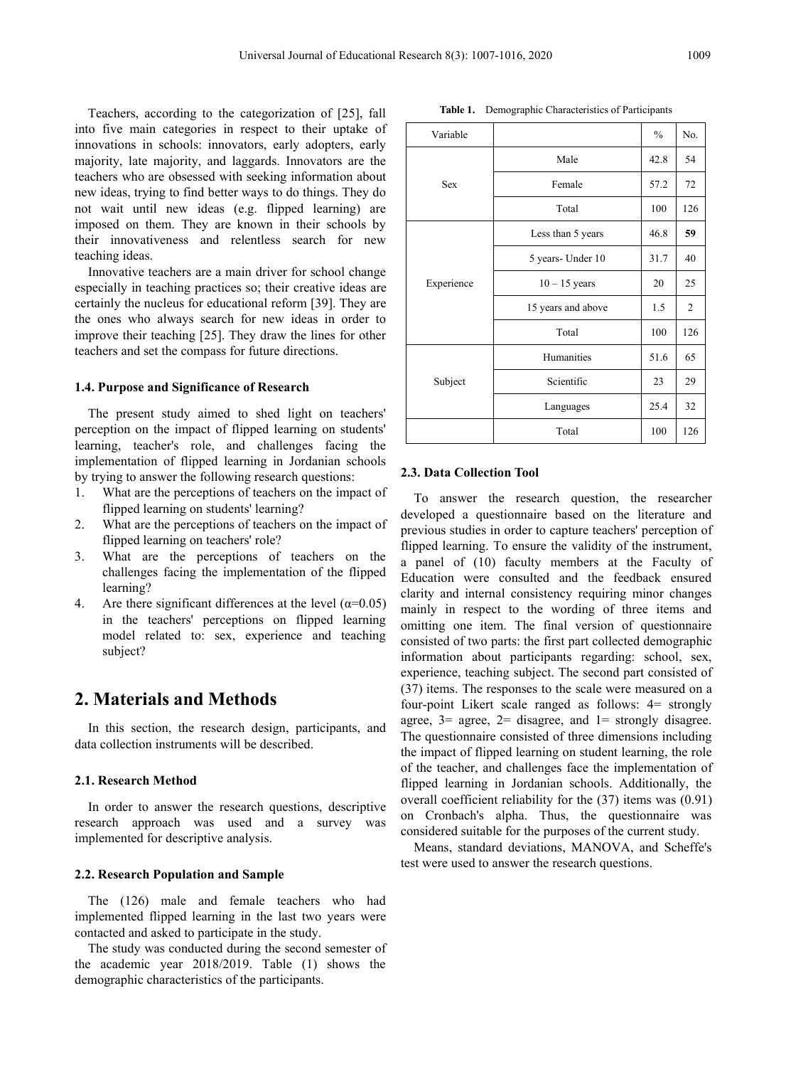Teachers, according to the categorization of [25], fall into five main categories in respect to their uptake of innovations in schools: innovators, early adopters, early majority, late majority, and laggards. Innovators are the teachers who are obsessed with seeking information about new ideas, trying to find better ways to do things. They do not wait until new ideas (e.g. flipped learning) are imposed on them. They are known in their schools by their innovativeness and relentless search for new teaching ideas.

Innovative teachers are a main driver for school change especially in teaching practices so; their creative ideas are certainly the nucleus for educational reform [39]. They are the ones who always search for new ideas in order to improve their teaching [25]. They draw the lines for other teachers and set the compass for future directions.

### 1.4. Purpose and Significance of Research

The present study aimed to shed light on teachers' perception on the impact of flipped learning on students' learning, teacher's role, and challenges facing the implementation of flipped learning in Jordanian schools by trying to answer the following research questions:

1. What are the perceptions of teachers on the impact of flipped learning on students' learning?
2. What are the perceptions of teachers on the impact of flipped learning on teachers' role?
3. What are the perceptions of teachers on the challenges facing the implementation of the flipped learning?
4. Are there significant differences at the level ($\alpha$=0.05) in the teachers' perceptions on flipped learning model related to: sex, experience and teaching subject?

## 2. Materials and Methods

In this section, the research design, participants, and data collection instruments will be described.

### 2.1. Research Method

In order to answer the research questions, descriptive research approach was used and a survey was implemented for descriptive analysis.

### 2.2. Research Population and Sample

The (126) male and female teachers who had implemented flipped learning in the last two years were contacted and asked to participate in the study.

The study was conducted during the second semester of the academic year 2018/2019. Table (1) shows the demographic characteristics of the participants.

**Table 1.** Demographic Characteristics of Participants

| Variable | | % | No. |
|---|---|---|---|
| Sex | Male | 42.8 | 54 |
| | Female | 57.2 | 72 |
| | Total | 100 | 126 |
| Experience | Less than 5 years | 46.8 | **59** |
| | 5 years- Under 10 | 31.7 | 40 |
| | 10 – 15 years | 20 | 25 |
| | 15 years and above | 1.5 | 2 |
| | Total | 100 | 126 |
| Subject | Humanities | 51.6 | 65 |
| | Scientific | 23 | 29 |
| | Languages | 25.4 | 32 |
| | Total | 100 | 126 |

### 2.3. Data Collection Tool

To answer the research question, the researcher developed a questionnaire based on the literature and previous studies in order to capture teachers' perception of flipped learning. To ensure the validity of the instrument, a panel of (10) faculty members at the Faculty of Education were consulted and the feedback ensured clarity and internal consistency requiring minor changes mainly in respect to the wording of three items and omitting one item. The final version of questionnaire consisted of two parts: the first part collected demographic information about participants regarding: school, sex, experience, teaching subject. The second part consisted of (37) items. The responses to the scale were measured on a four-point Likert scale ranged as follows: 4= strongly agree, 3= agree, 2= disagree, and 1= strongly disagree. The questionnaire consisted of three dimensions including the impact of flipped learning on student learning, the role of the teacher, and challenges face the implementation of flipped learning in Jordanian schools. Additionally, the overall coefficient reliability for the (37) items was (0.91) on Cronbach's alpha. Thus, the questionnaire was considered suitable for the purposes of the current study.

Means, standard deviations, MANOVA, and Scheffe's test were used to answer the research questions.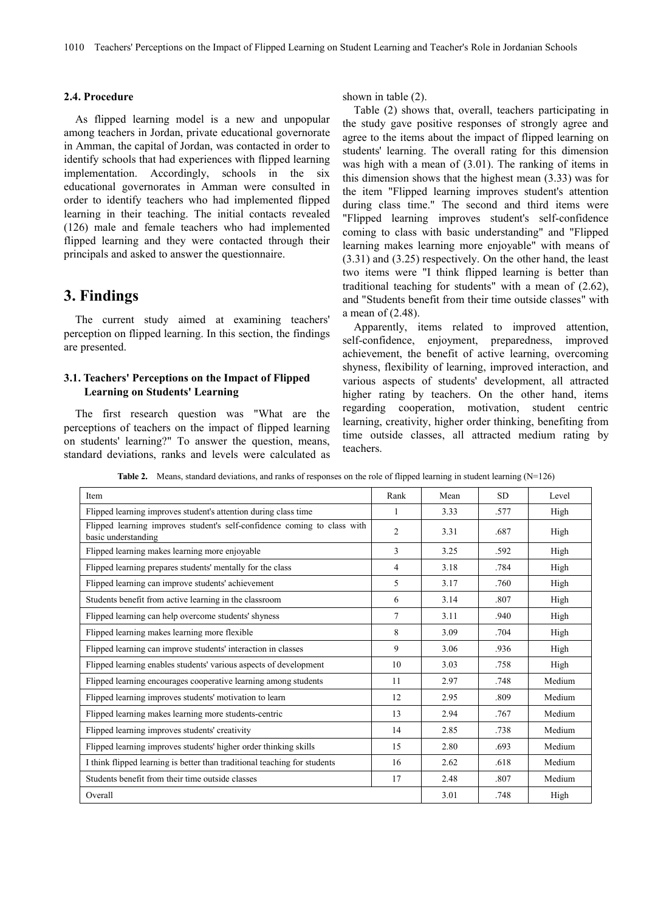### 2.4. Procedure

As flipped learning model is a new and unpopular among teachers in Jordan, private educational governorate in Amman, the capital of Jordan, was contacted in order to identify schools that had experiences with flipped learning implementation. Accordingly, schools in the six educational governorates in Amman were consulted in order to identify teachers who had implemented flipped learning in their teaching. The initial contacts revealed (126) male and female teachers who had implemented flipped learning and they were contacted through their principals and asked to answer the questionnaire.

## 3. Findings

The current study aimed at examining teachers' perception on flipped learning. In this section, the findings are presented.

### 3.1. Teachers' Perceptions on the Impact of Flipped Learning on Students' Learning

The first research question was "What are the perceptions of teachers on the impact of flipped learning on students' learning?" To answer the question, means, standard deviations, ranks and levels were calculated as shown in table (2).

Table (2) shows that, overall, teachers participating in the study gave positive responses of strongly agree and agree to the items about the impact of flipped learning on students' learning. The overall rating for this dimension was high with a mean of (3.01). The ranking of items in this dimension shows that the highest mean (3.33) was for the item "Flipped learning improves student's attention during class time." The second and third items were "Flipped learning improves student's self-confidence coming to class with basic understanding" and "Flipped learning makes learning more enjoyable" with means of (3.31) and (3.25) respectively. On the other hand, the least two items were "I think flipped learning is better than traditional teaching for students" with a mean of (2.62), and "Students benefit from their time outside classes" with a mean of (2.48).

Apparently, items related to improved attention, self-confidence, enjoyment, preparedness, improved achievement, the benefit of active learning, overcoming shyness, flexibility of learning, improved interaction, and various aspects of students' development, all attracted higher rating by teachers. On the other hand, items regarding cooperation, motivation, student centric learning, creativity, higher order thinking, benefiting from time outside classes, all attracted medium rating by teachers.

**Table 2.** Means, standard deviations, and ranks of responses on the role of flipped learning in student learning (N=126)

| Item | Rank | Mean | SD | Level |
|---|---|---|---|---|
| Flipped learning improves student's attention during class time | 1 | 3.33 | .577 | High |
| Flipped learning improves student's self-confidence coming to class with basic understanding | 2 | 3.31 | .687 | High |
| Flipped learning makes learning more enjoyable | 3 | 3.25 | .592 | High |
| Flipped learning prepares students' mentally for the class | 4 | 3.18 | .784 | High |
| Flipped learning can improve students' achievement | 5 | 3.17 | .760 | High |
| Students benefit from active learning in the classroom | 6 | 3.14 | .807 | High |
| Flipped learning can help overcome students' shyness | 7 | 3.11 | .940 | High |
| Flipped learning makes learning more flexible | 8 | 3.09 | .704 | High |
| Flipped learning can improve students' interaction in classes | 9 | 3.06 | .936 | High |
| Flipped learning enables students' various aspects of development | 10 | 3.03 | .758 | High |
| Flipped learning encourages cooperative learning among students | 11 | 2.97 | .748 | Medium |
| Flipped learning improves students' motivation to learn | 12 | 2.95 | .809 | Medium |
| Flipped learning makes learning more students-centric | 13 | 2.94 | .767 | Medium |
| Flipped learning improves students' creativity | 14 | 2.85 | .738 | Medium |
| Flipped learning improves students' higher order thinking skills | 15 | 2.80 | .693 | Medium |
| I think flipped learning is better than traditional teaching for students | 16 | 2.62 | .618 | Medium |
| Students benefit from their time outside classes | 17 | 2.48 | .807 | Medium |
| Overall | | 3.01 | .748 | High |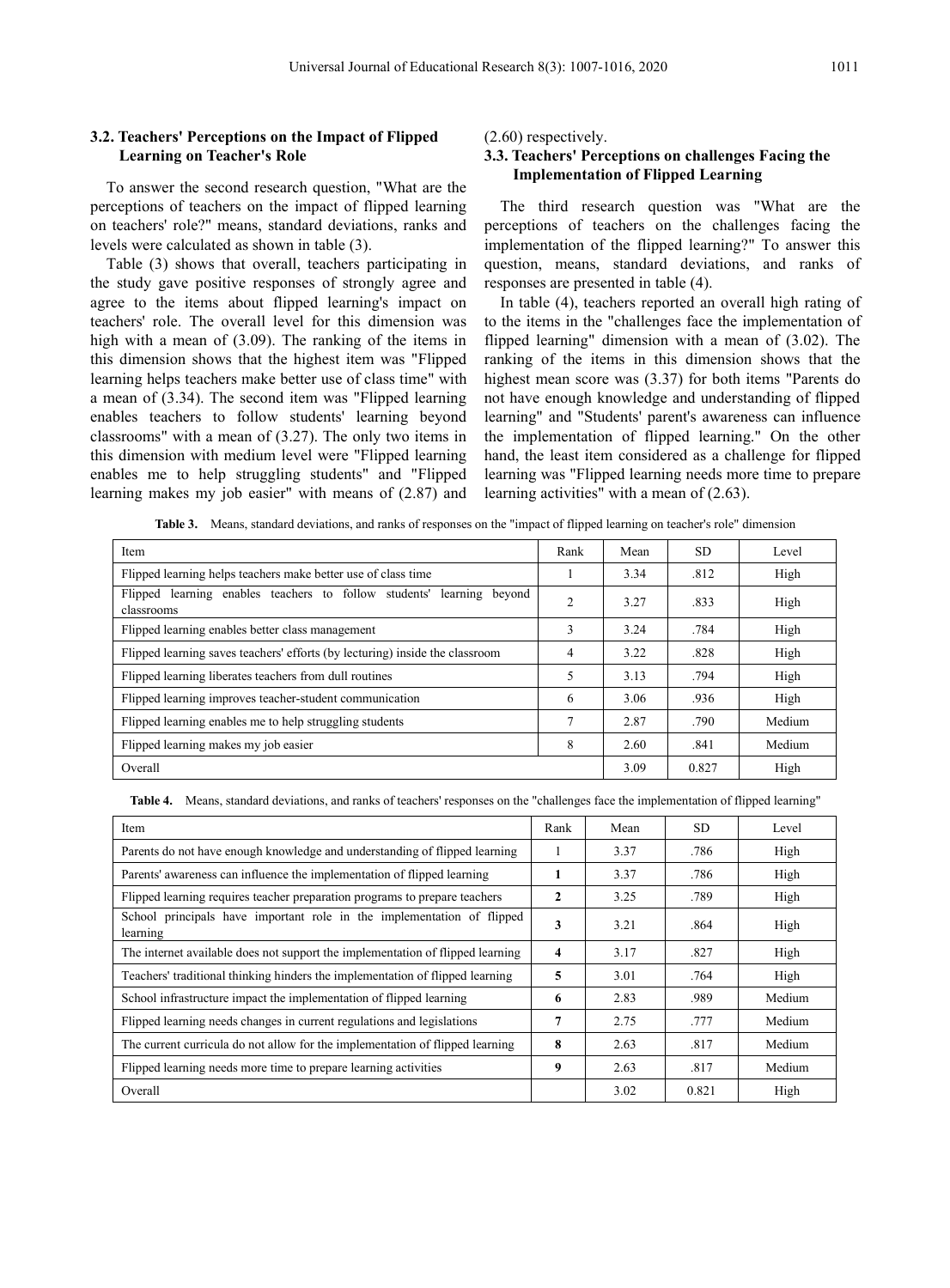### 3.2. Teachers' Perceptions on the Impact of Flipped Learning on Teacher's Role

To answer the second research question, "What are the perceptions of teachers on the impact of flipped learning on teachers' role?" means, standard deviations, ranks and levels were calculated as shown in table (3).

Table (3) shows that overall, teachers participating in the study gave positive responses of strongly agree and agree to the items about flipped learning's impact on teachers' role. The overall level for this dimension was high with a mean of (3.09). The ranking of the items in this dimension shows that the highest item was "Flipped learning helps teachers make better use of class time" with a mean of (3.34). The second item was "Flipped learning enables teachers to follow students' learning beyond classrooms" with a mean of (3.27). The only two items in this dimension with medium level were "Flipped learning enables me to help struggling students" and "Flipped learning makes my job easier" with means of (2.87) and (2.60) respectively.

### 3.3. Teachers' Perceptions on challenges Facing the Implementation of Flipped Learning

The third research question was "What are the perceptions of teachers on the challenges facing the implementation of the flipped learning?" To answer this question, means, standard deviations, and ranks of responses are presented in table (4).

In table (4), teachers reported an overall high rating of to the items in the "challenges face the implementation of flipped learning" dimension with a mean of (3.02). The ranking of the items in this dimension shows that the highest mean score was (3.37) for both items "Parents do not have enough knowledge and understanding of flipped learning" and "Students' parent's awareness can influence the implementation of flipped learning." On the other hand, the least item considered as a challenge for flipped learning was "Flipped learning needs more time to prepare learning activities" with a mean of (2.63).

**Table 3.** Means, standard deviations, and ranks of responses on the "impact of flipped learning on teacher's role" dimension

| Item | Rank | Mean | SD | Level |
|---|---|---|---|---|
| Flipped learning helps teachers make better use of class time | 1 | 3.34 | .812 | High |
| Flipped learning enables teachers to follow students' learning beyond classrooms | 2 | 3.27 | .833 | High |
| Flipped learning enables better class management | 3 | 3.24 | .784 | High |
| Flipped learning saves teachers' efforts (by lecturing) inside the classroom | 4 | 3.22 | .828 | High |
| Flipped learning liberates teachers from dull routines | 5 | 3.13 | .794 | High |
| Flipped learning improves teacher-student communication | 6 | 3.06 | .936 | High |
| Flipped learning enables me to help struggling students | 7 | 2.87 | .790 | Medium |
| Flipped learning makes my job easier | 8 | 2.60 | .841 | Medium |
| Overall | | 3.09 | 0.827 | High |

**Table 4.** Means, standard deviations, and ranks of teachers' responses on the "challenges face the implementation of flipped learning"

| Item | Rank | Mean | SD | Level |
|---|---|---|---|---|
| Parents do not have enough knowledge and understanding of flipped learning | 1 | 3.37 | .786 | High |
| Parents' awareness can influence the implementation of flipped learning | **1** | 3.37 | .786 | High |
| Flipped learning requires teacher preparation programs to prepare teachers | **2** | 3.25 | .789 | High |
| School principals have important role in the implementation of flipped learning | **3** | 3.21 | .864 | High |
| The internet available does not support the implementation of flipped learning | **4** | 3.17 | .827 | High |
| Teachers' traditional thinking hinders the implementation of flipped learning | **5** | 3.01 | .764 | High |
| School infrastructure impact the implementation of flipped learning | **6** | 2.83 | .989 | Medium |
| Flipped learning needs changes in current regulations and legislations | **7** | 2.75 | .777 | Medium |
| The current curricula do not allow for the implementation of flipped learning | **8** | 2.63 | .817 | Medium |
| Flipped learning needs more time to prepare learning activities | **9** | 2.63 | .817 | Medium |
| Overall | | 3.02 | 0.821 | High |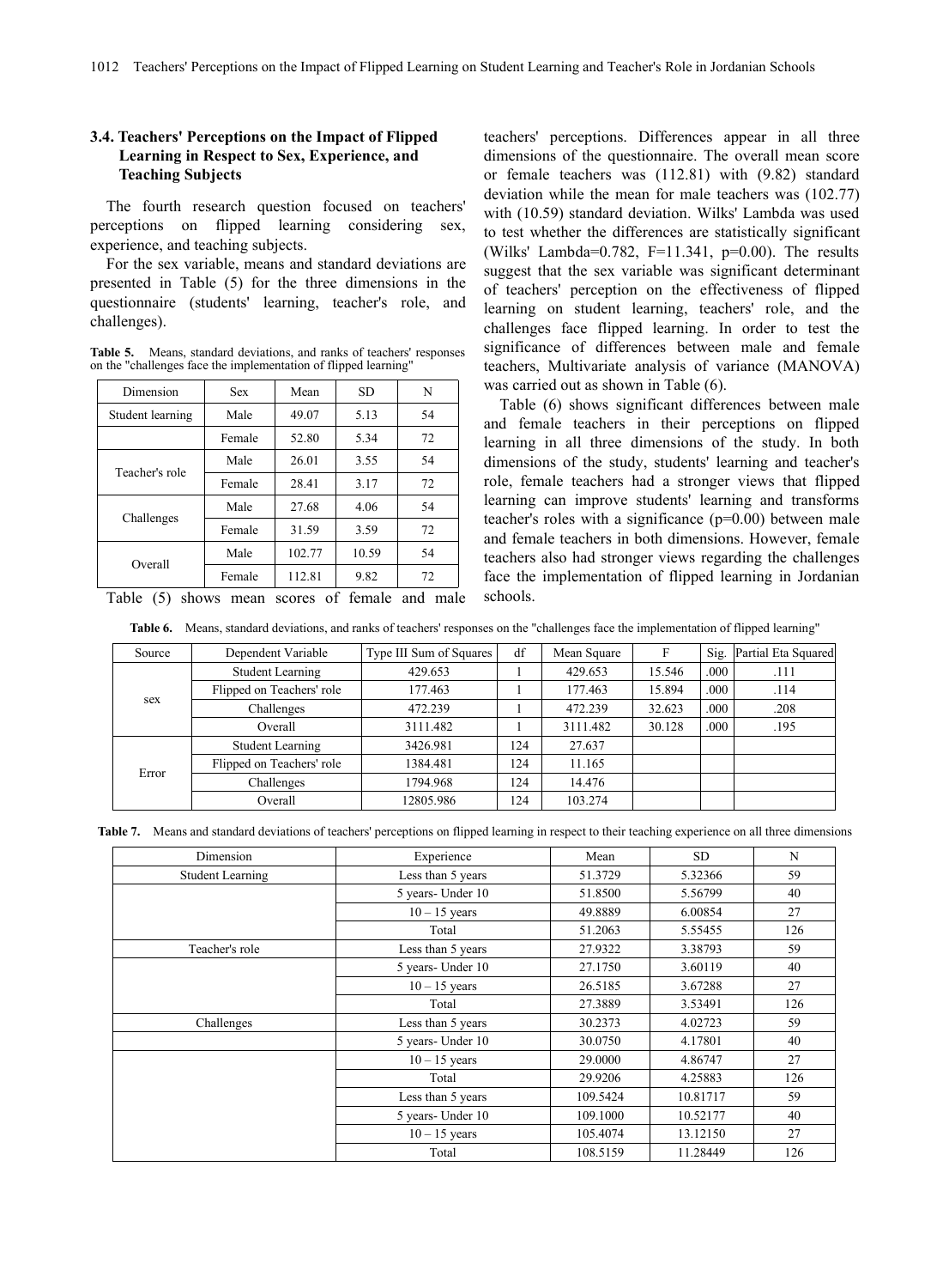### 3.4. Teachers' Perceptions on the Impact of Flipped Learning in Respect to Sex, Experience, and Teaching Subjects

The fourth research question focused on teachers' perceptions on flipped learning considering sex, experience, and teaching subjects.

For the sex variable, means and standard deviations are presented in Table (5) for the three dimensions in the questionnaire (students' learning, teacher's role, and challenges).

**Table 5.** Means, standard deviations, and ranks of teachers' responses on the "challenges face the implementation of flipped learning"

| Dimension | Sex | Mean | SD | N |
|---|---|---|---|---|
| Student learning | Male | 49.07 | 5.13 | 54 |
| | Female | 52.80 | 5.34 | 72 |
| Teacher's role | Male | 26.01 | 3.55 | 54 |
| | Female | 28.41 | 3.17 | 72 |
| Challenges | Male | 27.68 | 4.06 | 54 |
| | Female | 31.59 | 3.59 | 72 |
| Overall | Male | 102.77 | 10.59 | 54 |
| | Female | 112.81 | 9.82 | 72 |

Table (5) shows mean scores of female and male teachers' perceptions. Differences appear in all three dimensions of the questionnaire. The overall mean score or female teachers was (112.81) with (9.82) standard deviation while the mean for male teachers was (102.77) with (10.59) standard deviation. Wilks' Lambda was used to test whether the differences are statistically significant (Wilks' Lambda=0.782, F=11.341, p=0.00). The results suggest that the sex variable was significant determinant of teachers' perception on the effectiveness of flipped learning on student learning, teachers' role, and the challenges face flipped learning. In order to test the significance of differences between male and female teachers, Multivariate analysis of variance (MANOVA) was carried out as shown in Table (6).

Table (6) shows significant differences between male and female teachers in their perceptions on flipped learning in all three dimensions of the study. In both dimensions of the study, students' learning and teacher's role, female teachers had a stronger views that flipped learning can improve students' learning and transforms teacher's roles with a significance (p=0.00) between male and female teachers in both dimensions. However, female teachers also had stronger views regarding the challenges face the implementation of flipped learning in Jordanian schools.

**Table 6.** Means, standard deviations, and ranks of teachers' responses on the "challenges face the implementation of flipped learning"

| Source | Dependent Variable | Type III Sum of Squares | df | Mean Square | F | Sig. | Partial Eta Squared |
|---|---|---|---|---|---|---|---|
| sex | Student Learning | 429.653 | 1 | 429.653 | 15.546 | .000 | .111 |
| | Flipped on Teachers' role | 177.463 | 1 | 177.463 | 15.894 | .000 | .114 |
| | Challenges | 472.239 | 1 | 472.239 | 32.623 | .000 | .208 |
| | Overall | 3111.482 | 1 | 3111.482 | 30.128 | .000 | .195 |
| Error | Student Learning | 3426.981 | 124 | 27.637 | | | |
| | Flipped on Teachers' role | 1384.481 | 124 | 11.165 | | | |
| | Challenges | 1794.968 | 124 | 14.476 | | | |
| | Overall | 12805.986 | 124 | 103.274 | | | |

**Table 7.** Means and standard deviations of teachers' perceptions on flipped learning in respect to their teaching experience on all three dimensions

| Dimension | Experience | Mean | SD | N |
|---|---|---|---|---|
| Student Learning | Less than 5 years | 51.3729 | 5.32366 | 59 |
| | 5 years- Under 10 | 51.8500 | 5.56799 | 40 |
| | 10 – 15 years | 49.8889 | 6.00854 | 27 |
| | Total | 51.2063 | 5.55455 | 126 |
| Teacher's role | Less than 5 years | 27.9322 | 3.38793 | 59 |
| | 5 years- Under 10 | 27.1750 | 3.60119 | 40 |
| | 10 – 15 years | 26.5185 | 3.67288 | 27 |
| | Total | 27.3889 | 3.53491 | 126 |
| Challenges | Less than 5 years | 30.2373 | 4.02723 | 59 |
| | 5 years- Under 10 | 30.0750 | 4.17801 | 40 |
| | 10 – 15 years | 29.0000 | 4.86747 | 27 |
| | Total | 29.9206 | 4.25883 | 126 |
| | Less than 5 years | 109.5424 | 10.81717 | 59 |
| | 5 years- Under 10 | 109.1000 | 10.52177 | 40 |
| | 10 – 15 years | 105.4074 | 13.12150 | 27 |
| | Total | 108.5159 | 11.28449 | 126 |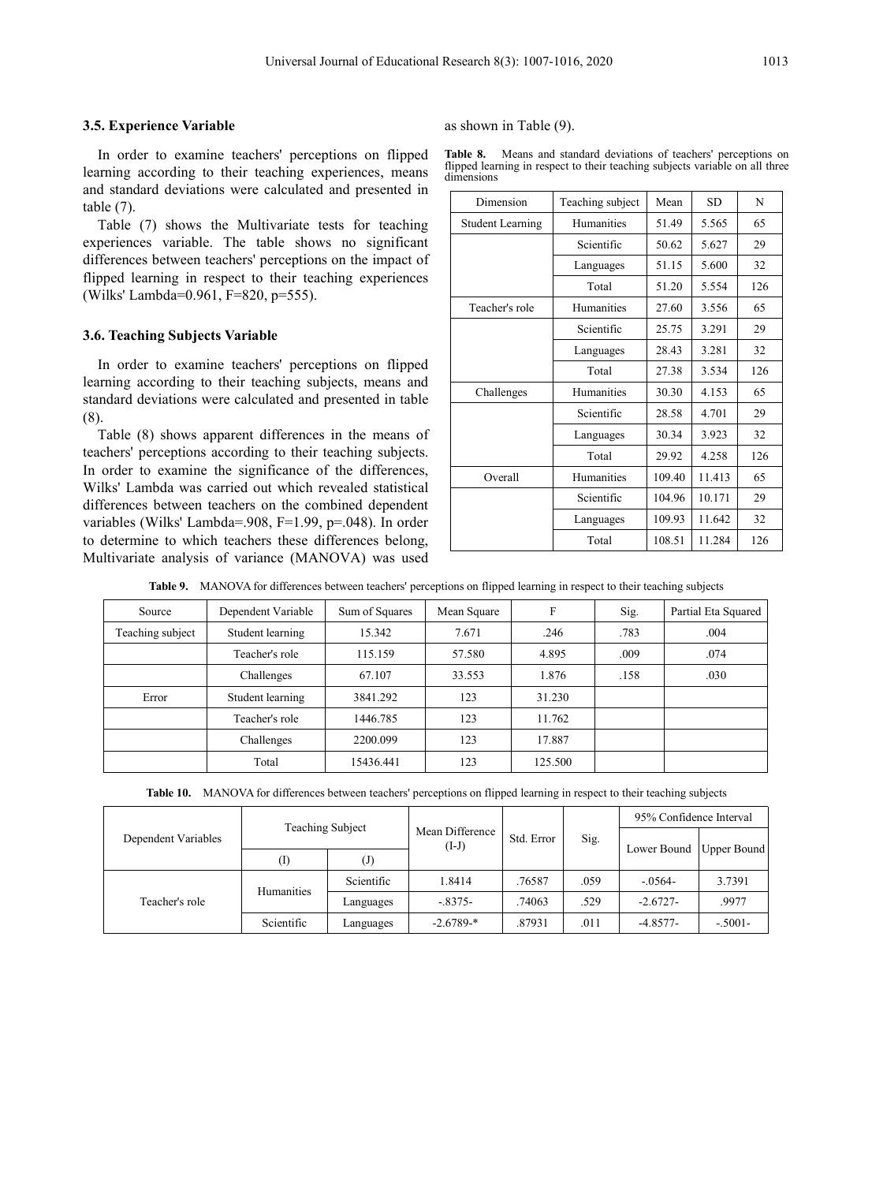### 3.5. Experience Variable

In order to examine teachers' perceptions on flipped learning according to their teaching experiences, means and standard deviations were calculated and presented in table (7).

Table (7) shows the Multivariate tests for teaching experiences variable. The table shows no significant differences between teachers' perceptions on the impact of flipped learning in respect to their teaching experiences (Wilks' Lambda=0.961, F=820, p=555).

### 3.6. Teaching Subjects Variable

In order to examine teachers' perceptions on flipped learning according to their teaching subjects, means and standard deviations were calculated and presented in table (8).

Table (8) shows apparent differences in the means of teachers' perceptions according to their teaching subjects. In order to examine the significance of the differences, Wilks' Lambda was carried out which revealed statistical differences between teachers on the combined dependent variables (Wilks' Lambda=.908, F=1.99, p=.048). In order to determine to which teachers these differences belong, Multivariate analysis of variance (MANOVA) was used as shown in Table (9).

**Table 8.** Means and standard deviations of teachers' perceptions on flipped learning in respect to their teaching subjects variable on all three dimensions

| Dimension | Teaching subject | Mean | SD | N |
|---|---|---|---|---|
| Student Learning | Humanities | 51.49 | 5.565 | 65 |
| | Scientific | 50.62 | 5.627 | 29 |
| | Languages | 51.15 | 5.600 | 32 |
| | Total | 51.20 | 5.554 | 126 |
| Teacher's role | Humanities | 27.60 | 3.556 | 65 |
| | Scientific | 25.75 | 3.291 | 29 |
| | Languages | 28.43 | 3.281 | 32 |
| | Total | 27.38 | 3.534 | 126 |
| Challenges | Humanities | 30.30 | 4.153 | 65 |
| | Scientific | 28.58 | 4.701 | 29 |
| | Languages | 30.34 | 3.923 | 32 |
| | Total | 29.92 | 4.258 | 126 |
| Overall | Humanities | 109.40 | 11.413 | 65 |
| | Scientific | 104.96 | 10.171 | 29 |
| | Languages | 109.93 | 11.642 | 32 |
| | Total | 108.51 | 11.284 | 126 |

**Table 9.** MANOVA for differences between teachers' perceptions on flipped learning in respect to their teaching subjects

| Source | Dependent Variable | Sum of Squares | Mean Square | F | Sig. | Partial Eta Squared |
|---|---|---|---|---|---|---|
| Teaching subject | Student learning | 15.342 | 7.671 | .246 | .783 | .004 |
| | Teacher's role | 115.159 | 57.580 | 4.895 | .009 | .074 |
| | Challenges | 67.107 | 33.553 | 1.876 | .158 | .030 |
| Error | Student learning | 3841.292 | 123 | 31.230 | | |
| | Teacher's role | 1446.785 | 123 | 11.762 | | |
| | Challenges | 2200.099 | 123 | 17.887 | | |
| | Total | 15436.441 | 123 | 125.500 | | |

**Table 10.** MANOVA for differences between teachers' perceptions on flipped learning in respect to their teaching subjects

| Dependent Variables | Teaching Subject | | Mean Difference (I-J) | Std. Error | Sig. | 95% Confidence Interval | |
|---|---|---|---|---|---|---|---|
| | (I) | (J) | | | | Lower Bound | Upper Bound |
| Teacher's role | Humanities | Scientific | 1.8414 | .76587 | .059 | -.0564- | 3.7391 |
| | | Languages | -.8375- | .74063 | .529 | -2.6727- | .9977 |
| | Scientific | Languages | -2.6789-* | .87931 | .011 | -4.8577- | -.5001- |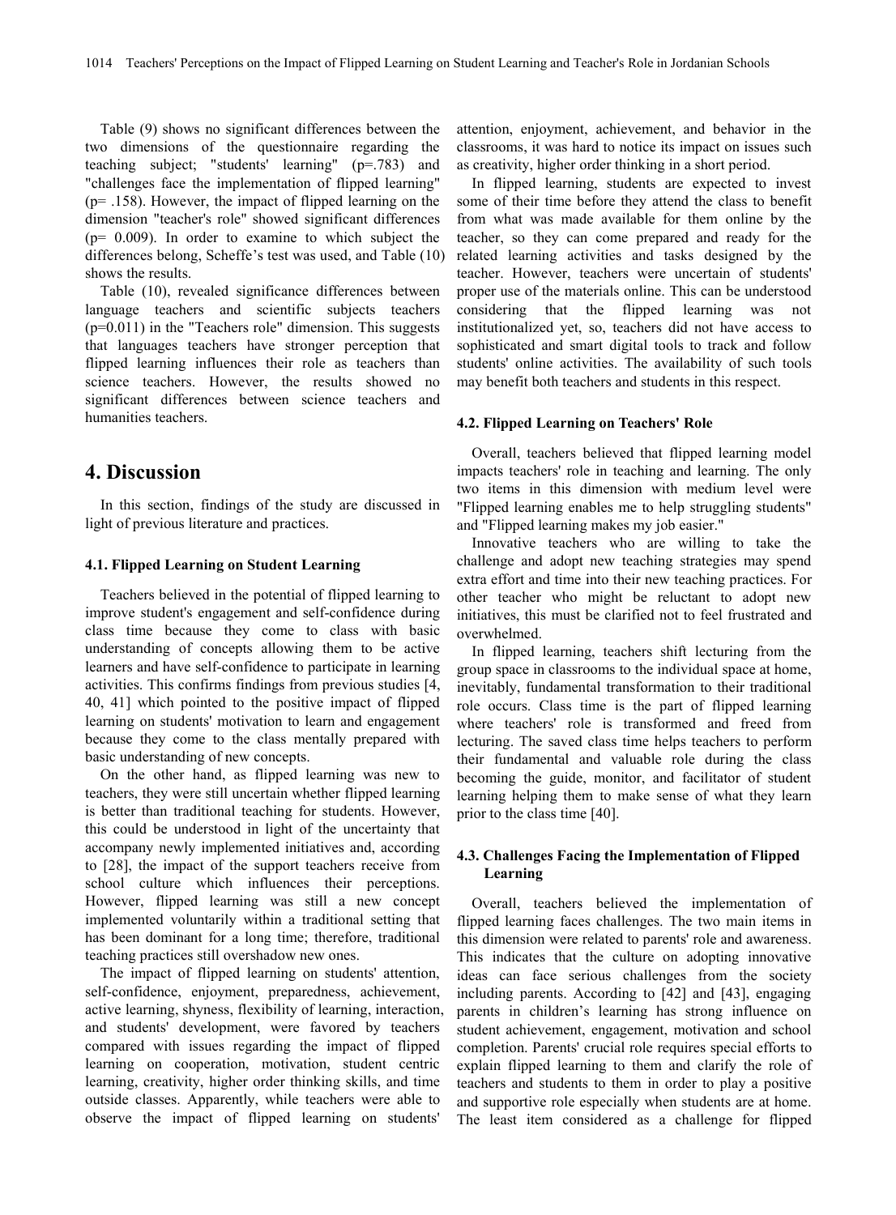Table (9) shows no significant differences between the two dimensions of the questionnaire regarding the teaching subject; "students' learning" (p=.783) and "challenges face the implementation of flipped learning" (p= .158). However, the impact of flipped learning on the dimension "teacher's role" showed significant differences (p= 0.009). In order to examine to which subject the differences belong, Scheffe's test was used, and Table (10) shows the results.

Table (10), revealed significance differences between language teachers and scientific subjects teachers (p=0.011) in the "Teachers role" dimension. This suggests that languages teachers have stronger perception that flipped learning influences their role as teachers than science teachers. However, the results showed no significant differences between science teachers and humanities teachers.

## 4. Discussion

In this section, findings of the study are discussed in light of previous literature and practices.

### 4.1. Flipped Learning on Student Learning

Teachers believed in the potential of flipped learning to improve student's engagement and self-confidence during class time because they come to class with basic understanding of concepts allowing them to be active learners and have self-confidence to participate in learning activities. This confirms findings from previous studies [4, 40, 41] which pointed to the positive impact of flipped learning on students' motivation to learn and engagement because they come to the class mentally prepared with basic understanding of new concepts.

On the other hand, as flipped learning was new to teachers, they were still uncertain whether flipped learning is better than traditional teaching for students. However, this could be understood in light of the uncertainty that accompany newly implemented initiatives and, according to [28], the impact of the support teachers receive from school culture which influences their perceptions. However, flipped learning was still a new concept implemented voluntarily within a traditional setting that has been dominant for a long time; therefore, traditional teaching practices still overshadow new ones.

The impact of flipped learning on students' attention, self-confidence, enjoyment, preparedness, achievement, active learning, shyness, flexibility of learning, interaction, and students' development, were favored by teachers compared with issues regarding the impact of flipped learning on cooperation, motivation, student centric learning, creativity, higher order thinking skills, and time outside classes. Apparently, while teachers were able to observe the impact of flipped learning on students' attention, enjoyment, achievement, and behavior in the classrooms, it was hard to notice its impact on issues such as creativity, higher order thinking in a short period.

In flipped learning, students are expected to invest some of their time before they attend the class to benefit from what was made available for them online by the teacher, so they can come prepared and ready for the related learning activities and tasks designed by the teacher. However, teachers were uncertain of students' proper use of the materials online. This can be understood considering that the flipped learning was not institutionalized yet, so, teachers did not have access to sophisticated and smart digital tools to track and follow students' online activities. The availability of such tools may benefit both teachers and students in this respect.

### 4.2. Flipped Learning on Teachers' Role

Overall, teachers believed that flipped learning model impacts teachers' role in teaching and learning. The only two items in this dimension with medium level were "Flipped learning enables me to help struggling students" and "Flipped learning makes my job easier."

Innovative teachers who are willing to take the challenge and adopt new teaching strategies may spend extra effort and time into their new teaching practices. For other teacher who might be reluctant to adopt new initiatives, this must be clarified not to feel frustrated and overwhelmed.

In flipped learning, teachers shift lecturing from the group space in classrooms to the individual space at home, inevitably, fundamental transformation to their traditional role occurs. Class time is the part of flipped learning where teachers' role is transformed and freed from lecturing. The saved class time helps teachers to perform their fundamental and valuable role during the class becoming the guide, monitor, and facilitator of student learning helping them to make sense of what they learn prior to the class time [40].

### 4.3. Challenges Facing the Implementation of Flipped Learning

Overall, teachers believed the implementation of flipped learning faces challenges. The two main items in this dimension were related to parents' role and awareness. This indicates that the culture on adopting innovative ideas can face serious challenges from the society including parents. According to [42] and [43], engaging parents in children's learning has strong influence on student achievement, engagement, motivation and school completion. Parents' crucial role requires special efforts to explain flipped learning to them and clarify the role of teachers and students to them in order to play a positive and supportive role especially when students are at home. The least item considered as a challenge for flipped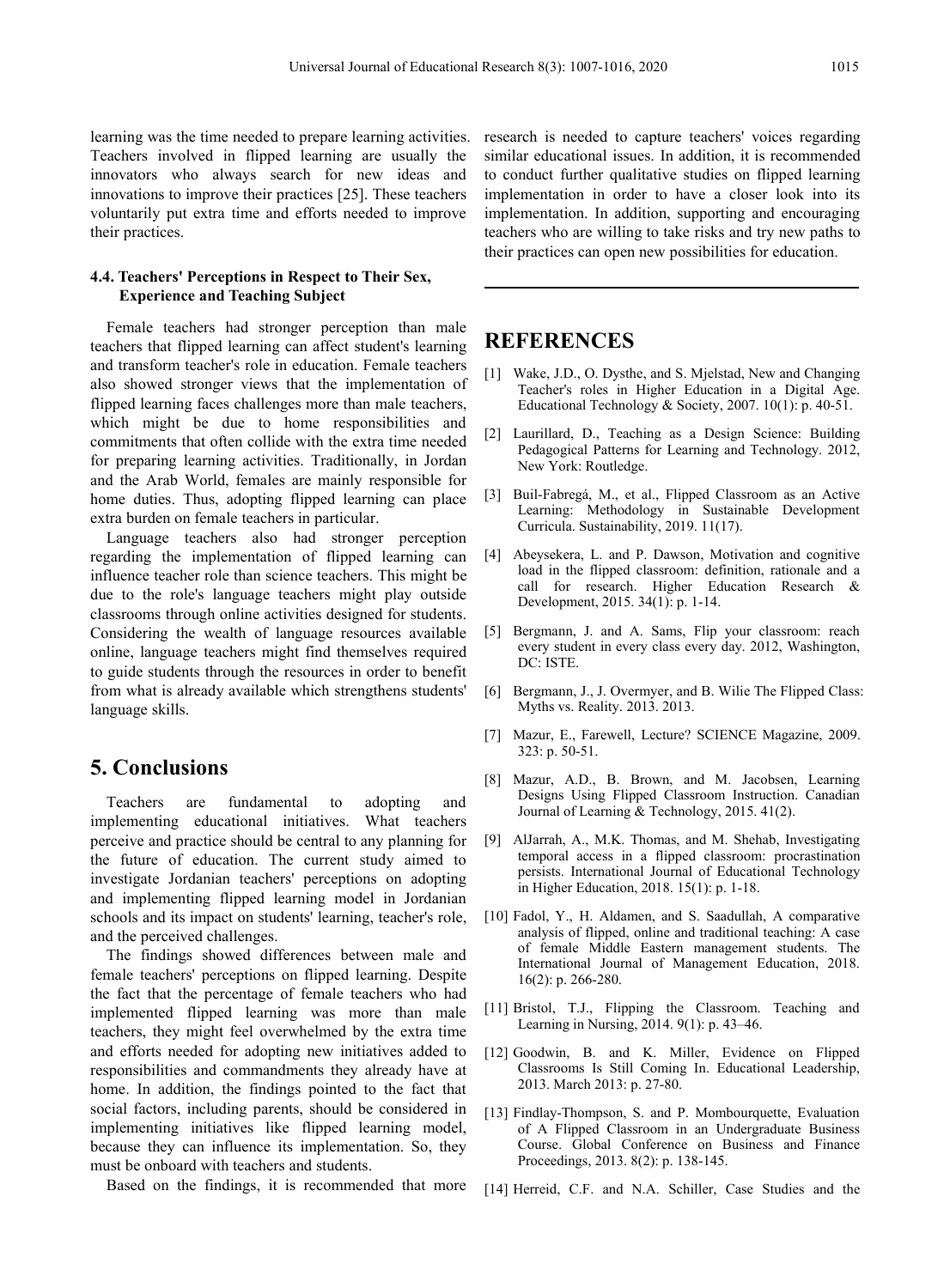learning was the time needed to prepare learning activities. Teachers involved in flipped learning are usually the innovators who always search for new ideas and innovations to improve their practices [25]. These teachers voluntarily put extra time and efforts needed to improve their practices.

### 4.4. Teachers' Perceptions in Respect to Their Sex, Experience and Teaching Subject

Female teachers had stronger perception than male teachers that flipped learning can affect student's learning and transform teacher's role in education. Female teachers also showed stronger views that the implementation of flipped learning faces challenges more than male teachers, which might be due to home responsibilities and commitments that often collide with the extra time needed for preparing learning activities. Traditionally, in Jordan and the Arab World, females are mainly responsible for home duties. Thus, adopting flipped learning can place extra burden on female teachers in particular.

Language teachers also had stronger perception regarding the implementation of flipped learning can influence teacher role than science teachers. This might be due to the role's language teachers might play outside classrooms through online activities designed for students. Considering the wealth of language resources available online, language teachers might find themselves required to guide students through the resources in order to benefit from what is already available which strengthens students' language skills.

## 5. Conclusions

Teachers are fundamental to adopting and implementing educational initiatives. What teachers perceive and practice should be central to any planning for the future of education. The current study aimed to investigate Jordanian teachers' perceptions on adopting and implementing flipped learning model in Jordanian schools and its impact on students' learning, teacher's role, and the perceived challenges.

The findings showed differences between male and female teachers' perceptions on flipped learning. Despite the fact that the percentage of female teachers who had implemented flipped learning was more than male teachers, they might feel overwhelmed by the extra time and efforts needed for adopting new initiatives added to responsibilities and commandments they already have at home. In addition, the findings pointed to the fact that social factors, including parents, should be considered in implementing initiatives like flipped learning model, because they can influence its implementation. So, they must be onboard with teachers and students.

Based on the findings, it is recommended that more research is needed to capture teachers' voices regarding similar educational issues. In addition, it is recommended to conduct further qualitative studies on flipped learning implementation in order to have a closer look into its implementation. In addition, supporting and encouraging teachers who are willing to take risks and try new paths to their practices can open new possibilities for education.

## REFERENCES

[1] Wake, J.D., O. Dysthe, and S. Mjelstad, New and Changing Teacher's roles in Higher Education in a Digital Age. Educational Technology & Society, 2007. 10(1): p. 40-51.

[2] Laurillard, D., Teaching as a Design Science: Building Pedagogical Patterns for Learning and Technology. 2012, New York: Routledge.

[3] Buil-Fabregá, M., et al., Flipped Classroom as an Active Learning: Methodology in Sustainable Development Curricula. Sustainability, 2019. 11(17).

[4] Abeysekera, L. and P. Dawson, Motivation and cognitive load in the flipped classroom: definition, rationale and a call for research. Higher Education Research & Development, 2015. 34(1): p. 1-14.

[5] Bergmann, J. and A. Sams, Flip your classroom: reach every student in every class every day. 2012, Washington, DC: ISTE.

[6] Bergmann, J., J. Overmyer, and B. Wilie The Flipped Class: Myths vs. Reality. 2013. 2013.

[7] Mazur, E., Farewell, Lecture? SCIENCE Magazine, 2009. 323: p. 50-51.

[8] Mazur, A.D., B. Brown, and M. Jacobsen, Learning Designs Using Flipped Classroom Instruction. Canadian Journal of Learning & Technology, 2015. 41(2).

[9] AlJarrah, A., M.K. Thomas, and M. Shehab, Investigating temporal access in a flipped classroom: procrastination persists. International Journal of Educational Technology in Higher Education, 2018. 15(1): p. 1-18.

[10] Fadol, Y., H. Aldamen, and S. Saadullah, A comparative analysis of flipped, online and traditional teaching: A case of female Middle Eastern management students. The International Journal of Management Education, 2018. 16(2): p. 266-280.

[11] Bristol, T.J., Flipping the Classroom. Teaching and Learning in Nursing, 2014. 9(1): p. 43–46.

[12] Goodwin, B. and K. Miller, Evidence on Flipped Classrooms Is Still Coming In. Educational Leadership, 2013. March 2013: p. 27-80.

[13] Findlay-Thompson, S. and P. Mombourquette, Evaluation of A Flipped Classroom in an Undergraduate Business Course. Global Conference on Business and Finance Proceedings, 2013. 8(2): p. 138-145.

[14] Herreid, C.F. and N.A. Schiller, Case Studies and the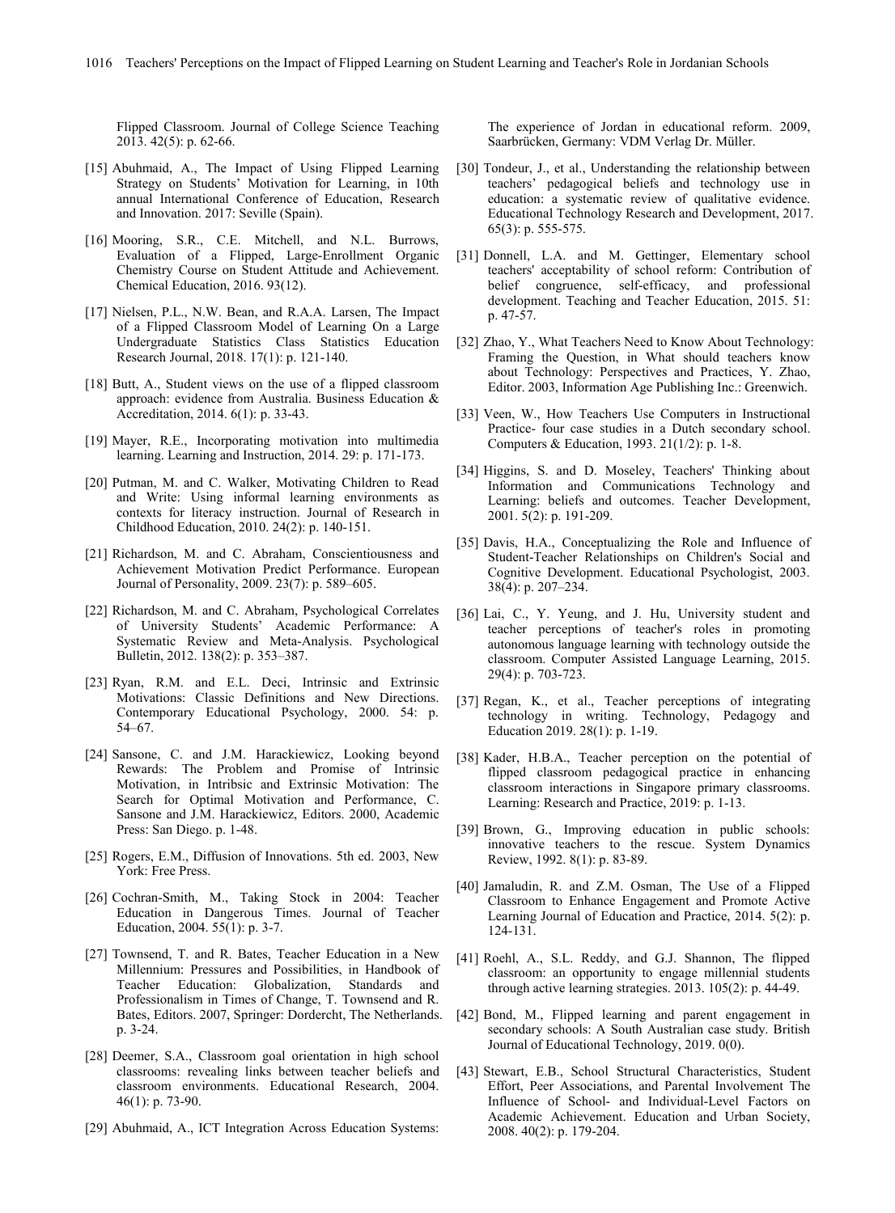Flipped Classroom. Journal of College Science Teaching 2013. 42(5): p. 62-66.

[15] Abuhmaid, A., The Impact of Using Flipped Learning Strategy on Students' Motivation for Learning, in 10th annual International Conference of Education, Research and Innovation. 2017: Seville (Spain).

[16] Mooring, S.R., C.E. Mitchell, and N.L. Burrows, Evaluation of a Flipped, Large-Enrollment Organic Chemistry Course on Student Attitude and Achievement. Chemical Education, 2016. 93(12).

[17] Nielsen, P.L., N.W. Bean, and R.A.A. Larsen, The Impact of a Flipped Classroom Model of Learning On a Large Undergraduate Statistics Class Statistics Education Research Journal, 2018. 17(1): p. 121-140.

[18] Butt, A., Student views on the use of a flipped classroom approach: evidence from Australia. Business Education & Accreditation, 2014. 6(1): p. 33-43.

[19] Mayer, R.E., Incorporating motivation into multimedia learning. Learning and Instruction, 2014. 29: p. 171-173.

[20] Putman, M. and C. Walker, Motivating Children to Read and Write: Using informal learning environments as contexts for literacy instruction. Journal of Research in Childhood Education, 2010. 24(2): p. 140-151.

[21] Richardson, M. and C. Abraham, Conscientiousness and Achievement Motivation Predict Performance. European Journal of Personality, 2009. 23(7): p. 589–605.

[22] Richardson, M. and C. Abraham, Psychological Correlates of University Students' Academic Performance: A Systematic Review and Meta-Analysis. Psychological Bulletin, 2012. 138(2): p. 353–387.

[23] Ryan, R.M. and E.L. Deci, Intrinsic and Extrinsic Motivations: Classic Definitions and New Directions. Contemporary Educational Psychology, 2000. 54: p. 54–67.

[24] Sansone, C. and J.M. Harackiewicz, Looking beyond Rewards: The Problem and Promise of Intrinsic Motivation, in Intribsic and Extrinsic Motivation: The Search for Optimal Motivation and Performance, C. Sansone and J.M. Harackiewicz, Editors. 2000, Academic Press: San Diego. p. 1-48.

[25] Rogers, E.M., Diffusion of Innovations. 5th ed. 2003, New York: Free Press.

[26] Cochran-Smith, M., Taking Stock in 2004: Teacher Education in Dangerous Times. Journal of Teacher Education, 2004. 55(1): p. 3-7.

[27] Townsend, T. and R. Bates, Teacher Education in a New Millennium: Pressures and Possibilities, in Handbook of Teacher Education: Globalization, Standards and Professionalism in Times of Change, T. Townsend and R. Bates, Editors. 2007, Springer: Dordercht, The Netherlands. p. 3-24.

[28] Deemer, S.A., Classroom goal orientation in high school classrooms: revealing links between teacher beliefs and classroom environments. Educational Research, 2004. 46(1): p. 73-90.

[29] Abuhmaid, A., ICT Integration Across Education Systems: The experience of Jordan in educational reform. 2009, Saarbrücken, Germany: VDM Verlag Dr. Müller.

[30] Tondeur, J., et al., Understanding the relationship between teachers' pedagogical beliefs and technology use in education: a systematic review of qualitative evidence. Educational Technology Research and Development, 2017. 65(3): p. 555-575.

[31] Donnell, L.A. and M. Gettinger, Elementary school teachers' acceptability of school reform: Contribution of belief congruence, self-efficacy, and professional development. Teaching and Teacher Education, 2015. 51: p. 47-57.

[32] Zhao, Y., What Teachers Need to Know About Technology: Framing the Question, in What should teachers know about Technology: Perspectives and Practices, Y. Zhao, Editor. 2003, Information Age Publishing Inc.: Greenwich.

[33] Veen, W., How Teachers Use Computers in Instructional Practice- four case studies in a Dutch secondary school. Computers & Education, 1993. 21(1/2): p. 1-8.

[34] Higgins, S. and D. Moseley, Teachers' Thinking about Information and Communications Technology and Learning: beliefs and outcomes. Teacher Development, 2001. 5(2): p. 191-209.

[35] Davis, H.A., Conceptualizing the Role and Influence of Student-Teacher Relationships on Children's Social and Cognitive Development. Educational Psychologist, 2003. 38(4): p. 207–234.

[36] Lai, C., Y. Yeung, and J. Hu, University student and teacher perceptions of teacher's roles in promoting autonomous language learning with technology outside the classroom. Computer Assisted Language Learning, 2015. 29(4): p. 703-723.

[37] Regan, K., et al., Teacher perceptions of integrating technology in writing. Technology, Pedagogy and Education 2019. 28(1): p. 1-19.

[38] Kader, H.B.A., Teacher perception on the potential of flipped classroom pedagogical practice in enhancing classroom interactions in Singapore primary classrooms. Learning: Research and Practice, 2019: p. 1-13.

[39] Brown, G., Improving education in public schools: innovative teachers to the rescue. System Dynamics Review, 1992. 8(1): p. 83-89.

[40] Jamaludin, R. and Z.M. Osman, The Use of a Flipped Classroom to Enhance Engagement and Promote Active Learning Journal of Education and Practice, 2014. 5(2): p. 124-131.

[41] Roehl, A., S.L. Reddy, and G.J. Shannon, The flipped classroom: an opportunity to engage millennial students through active learning strategies. 2013. 105(2): p. 44-49.

[42] Bond, M., Flipped learning and parent engagement in secondary schools: A South Australian case study. British Journal of Educational Technology, 2019. 0(0).

[43] Stewart, E.B., School Structural Characteristics, Student Effort, Peer Associations, and Parental Involvement The Influence of School- and Individual-Level Factors on Academic Achievement. Education and Urban Society, 2008. 40(2): p. 179-204.